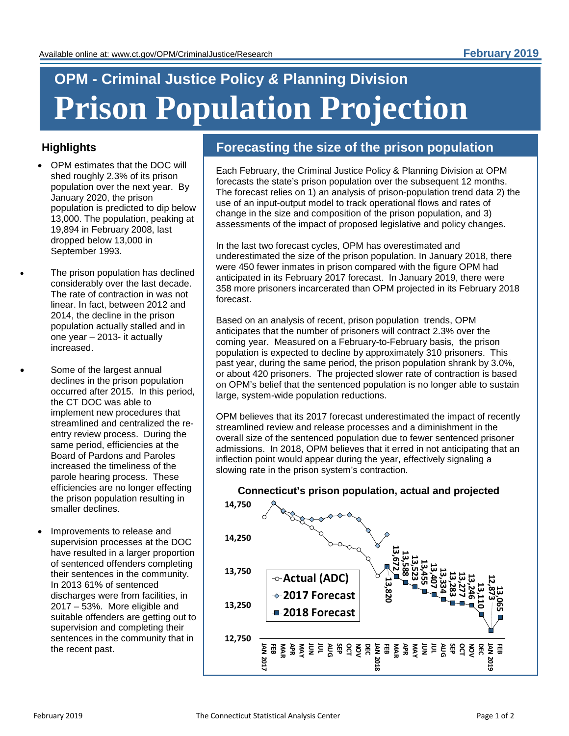Available online at: www.ct.gov/OPM/CriminalJustice/Research

February 2019

## OPM - Criminal Justice Policy & Planning Division

# Prison Population Projection

## Highlights

- OPM estimates that the DOC will shed roughly 2.3% of its prison population over the next year. By January 2020, the prison population is predicted to dip below 13,000. The population, peaking at 19,894 in February 2008, last dropped below 13,000 in September 1993.
- The prison population has declined considerably over the last decade. The rate of contraction in was not linear. In fact, between 2012 and 2014, the decline in the prison population actually stalled and in one year – 2013- it actually increased.
- Some of the largest annual declines in the prison population occurred after 2015. In this period, the CT DOC was able to implement new procedures that streamlined and centralized the re-entry review process. During the same period, efficiencies at the Board of Pardons and Paroles increased the timeliness of the parole hearing process. These efficiencies are no longer effecting the prison population resulting in smaller declines.
- Improvements to release and supervision processes at the DOC have resulted in a larger proportion of sentenced offenders completing their sentences in the community. In 2013 61% of sentenced discharges were from facilities, in 2017 – 53%. More eligible and suitable offenders are getting out to supervision and completing their sentences in the community that in the recent past.

## Forecasting the size of the prison population

Each February, the Criminal Justice Policy & Planning Division at OPM forecasts the state's prison population over the subsequent 12 months. The forecast relies on 1) an analysis of prison-population trend data 2) the use of an input-output model to track operational flows and rates of change in the size and composition of the prison population, and 3) assessments of the impact of proposed legislative and policy changes.

In the last two forecast cycles, OPM has overestimated and underestimated the size of the prison population. In January 2018, there were 450 fewer inmates in prison compared with the figure OPM had anticipated in its February 2017 forecast. In January 2019, there were 358 more prisoners incarcerated than OPM projected in its February 2018 forecast.

Based on an analysis of recent, prison population trends, OPM anticipates that the number of prisoners will contract 2.3% over the coming year. Measured on a February-to-February basis, the prison population is expected to decline by approximately 310 prisoners. This past year, during the same period, the prison population shrank by 3.0%, or about 420 prisoners. The projected slower rate of contraction is based on OPM's belief that the sentenced population is no longer able to sustain large, system-wide population reductions.

OPM believes that its 2017 forecast underestimated the impact of recently streamlined review and release processes and a diminishment in the overall size of the sentenced population due to fewer sentenced prisoner admissions. In 2018, OPM believes that it erred in not anticipating that an inflection point would appear during the year, effectively signaling a slowing rate in the prison system's contraction.

**Connecticut's prison population, actual and projected**

14,750
14,250
13,750
13,250
12,750

Actual (ADC)
2017 Forecast
2018 Forecast

13,820 13,672 13,588 13,523 13,455 13,407 13,334 13,283 13,277 13,246 13,110 12,873 13,065

JAN 2017 FEB MAR APR MAY JUN JUL AUG SEP OCT NOV DEC JAN 2018 FEB MAR APR MAY JUN JUL AUG SEP OCT NOV DEC JAN 2019 FEB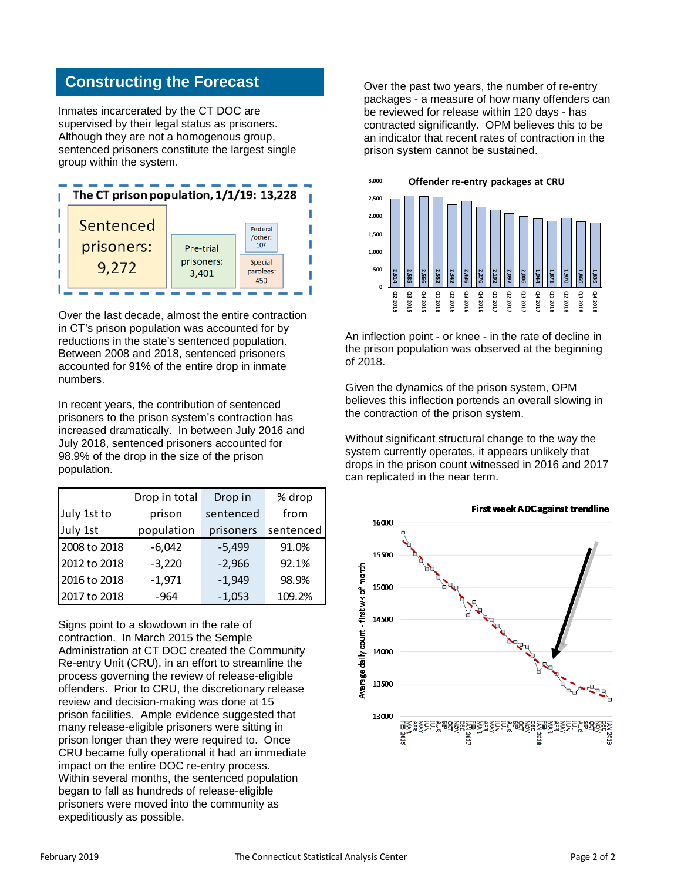## Constructing the Forecast

Inmates incarcerated by the CT DOC are supervised by their legal status as prisoners. Although they are not a homogenous group, sentenced prisoners constitute the largest single group within the system.

The CT prison population, 1/1/19: 13,228

Sentenced prisoners: 9,272

Pre-trial prisoners: 3,401

Federal /other: 107

Special parolees: 450

Over the last decade, almost the entire contraction in CT's prison population was accounted for by reductions in the state's sentenced population. Between 2008 and 2018, sentenced prisoners accounted for 91% of the entire drop in inmate numbers.

In recent years, the contribution of sentenced prisoners to the prison system's contraction has increased dramatically. In between July 2016 and July 2018, sentenced prisoners accounted for 98.9% of the drop in the size of the prison population.

| July 1st to July 1st | Drop in total prison population | Drop in sentenced prisoners | % drop from sentenced |
|---|---|---|---|
| 2008 to 2018 | -6,042 | -5,499 | 91.0% |
| 2012 to 2018 | -3,220 | -2,966 | 92.1% |
| 2016 to 2018 | -1,971 | -1,949 | 98.9% |
| 2017 to 2018 | -964 | -1,053 | 109.2% |

Signs point to a slowdown in the rate of contraction. In March 2015 the Semple Administration at CT DOC created the Community Re-entry Unit (CRU), in an effort to streamline the process governing the review of release-eligible offenders. Prior to CRU, the discretionary release review and decision-making was done at 15 prison facilities. Ample evidence suggested that many release-eligible prisoners were sitting in prison longer than they were required to. Once CRU became fully operational it had an immediate impact on the entire DOC re-entry process. Within several months, the sentenced population began to fall as hundreds of release-eligible prisoners were moved into the community as expeditiously as possible.

Over the past two years, the number of re-entry packages - a measure of how many offenders can be reviewed for release within 120 days - has contracted significantly. OPM believes this to be an indicator that recent rates of contraction in the prison system cannot be sustained.

Offender re-entry packages at CRU

3,000
2,500
2,000
1,500
1,000
500
0

2,514 Q2 2015
2,585 Q3 2015
2,566 Q4 2015
2,552 Q1 2016
2,342 Q2 2016
2,436 Q3 2016
2,276 Q4 2016
2,192 Q1 2017
2,097 Q2 2017
2,006 Q3 2017
1,944 Q4 2017
1,871 Q1 2018
1,970 Q2 2018
1,866 Q3 2018
1,835 Q4 2018

An inflection point - or knee - in the rate of decline in the prison population was observed at the beginning of 2018.

Given the dynamics of the prison system, OPM believes this inflection portends an overall slowing in the contraction of the prison system.

Without significant structural change to the way the system currently operates, it appears unlikely that drops in the prison count witnessed in 2016 and 2017 can replicated in the near term.

First week ADC against trendline

Average daily count - first wk of month

16000
15500
15000
14500
14000
13500
13000

FEB 2016, MAR, APR, MAY, JUN, JUL, AUG, SEP, OCT, NOV, DEC, JAN 2017, FEB, MAR, APR, MAY, JUN, JUL, AUG, SEP, OCT, NOV, DEC, JAN 2018, FEB, MAR, APR, MAY, JUN, JUL, AUG, SEP, OCT, NOV, DEC, JAN 2019